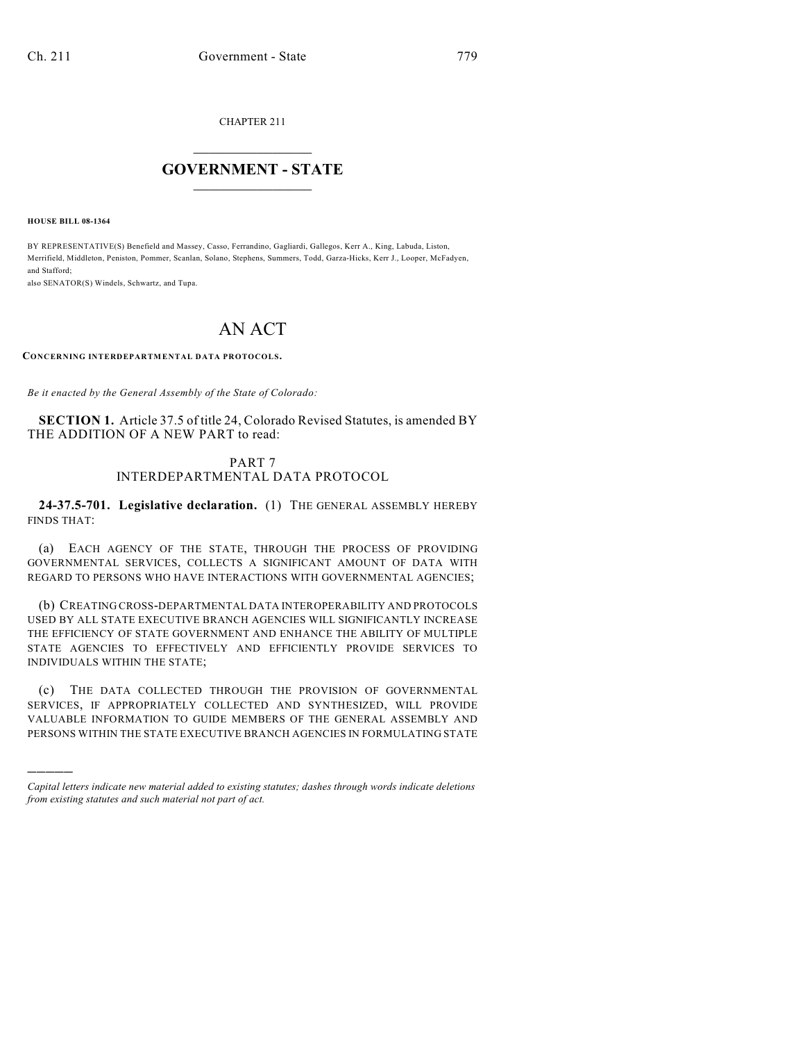CHAPTER 211

# GOVERNMENT - STATE

**HOUSE BILL 08-1364**

BY REPRESENTATIVE(S) Benefield and Massey, Casso, Ferrandino, Gagliardi, Gallegos, Kerr A., King, Labuda, Liston, Merrifield, Middleton, Peniston, Pommer, Scanlan, Solano, Stephens, Summers, Todd, Garza-Hicks, Kerr J., Looper, McFadyen, and Stafford;
also SENATOR(S) Windels, Schwartz, and Tupa.

# AN ACT

**CONCERNING INTERDEPARTMENTAL DATA PROTOCOLS.**

*Be it enacted by the General Assembly of the State of Colorado:*

**SECTION 1.** Article 37.5 of title 24, Colorado Revised Statutes, is amended BY THE ADDITION OF A NEW PART to read:

PART 7
INTERDEPARTMENTAL DATA PROTOCOL

**24-37.5-701. Legislative declaration.** (1) THE GENERAL ASSEMBLY HEREBY FINDS THAT:

(a) EACH AGENCY OF THE STATE, THROUGH THE PROCESS OF PROVIDING GOVERNMENTAL SERVICES, COLLECTS A SIGNIFICANT AMOUNT OF DATA WITH REGARD TO PERSONS WHO HAVE INTERACTIONS WITH GOVERNMENTAL AGENCIES;

(b) CREATING CROSS-DEPARTMENTAL DATA INTEROPERABILITY AND PROTOCOLS USED BY ALL STATE EXECUTIVE BRANCH AGENCIES WILL SIGNIFICANTLY INCREASE THE EFFICIENCY OF STATE GOVERNMENT AND ENHANCE THE ABILITY OF MULTIPLE STATE AGENCIES TO EFFECTIVELY AND EFFICIENTLY PROVIDE SERVICES TO INDIVIDUALS WITHIN THE STATE;

(c) THE DATA COLLECTED THROUGH THE PROVISION OF GOVERNMENTAL SERVICES, IF APPROPRIATELY COLLECTED AND SYNTHESIZED, WILL PROVIDE VALUABLE INFORMATION TO GUIDE MEMBERS OF THE GENERAL ASSEMBLY AND PERSONS WITHIN THE STATE EXECUTIVE BRANCH AGENCIES IN FORMULATING STATE

*Capital letters indicate new material added to existing statutes; dashes through words indicate deletions from existing statutes and such material not part of act.*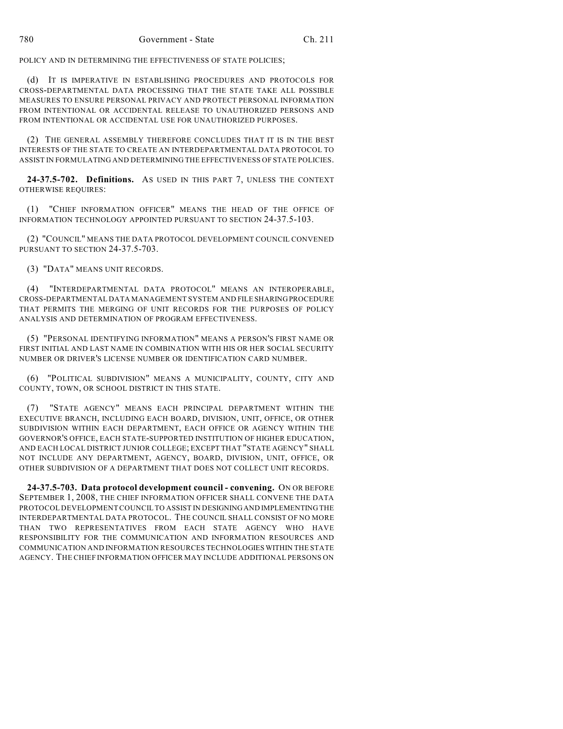POLICY AND IN DETERMINING THE EFFECTIVENESS OF STATE POLICIES;

(d) IT IS IMPERATIVE IN ESTABLISHING PROCEDURES AND PROTOCOLS FOR CROSS-DEPARTMENTAL DATA PROCESSING THAT THE STATE TAKE ALL POSSIBLE MEASURES TO ENSURE PERSONAL PRIVACY AND PROTECT PERSONAL INFORMATION FROM INTENTIONAL OR ACCIDENTAL RELEASE TO UNAUTHORIZED PERSONS AND FROM INTENTIONAL OR ACCIDENTAL USE FOR UNAUTHORIZED PURPOSES.

(2) THE GENERAL ASSEMBLY THEREFORE CONCLUDES THAT IT IS IN THE BEST INTERESTS OF THE STATE TO CREATE AN INTERDEPARTMENTAL DATA PROTOCOL TO ASSIST IN FORMULATING AND DETERMINING THE EFFECTIVENESS OF STATE POLICIES.

**24-37.5-702. Definitions.** AS USED IN THIS PART 7, UNLESS THE CONTEXT OTHERWISE REQUIRES:

(1) "CHIEF INFORMATION OFFICER" MEANS THE HEAD OF THE OFFICE OF INFORMATION TECHNOLOGY APPOINTED PURSUANT TO SECTION 24-37.5-103.

(2) "COUNCIL" MEANS THE DATA PROTOCOL DEVELOPMENT COUNCIL CONVENED PURSUANT TO SECTION 24-37.5-703.

(3) "DATA" MEANS UNIT RECORDS.

(4) "INTERDEPARTMENTAL DATA PROTOCOL" MEANS AN INTEROPERABLE, CROSS-DEPARTMENTAL DATA MANAGEMENT SYSTEM AND FILE SHARING PROCEDURE THAT PERMITS THE MERGING OF UNIT RECORDS FOR THE PURPOSES OF POLICY ANALYSIS AND DETERMINATION OF PROGRAM EFFECTIVENESS.

(5) "PERSONAL IDENTIFYING INFORMATION" MEANS A PERSON'S FIRST NAME OR FIRST INITIAL AND LAST NAME IN COMBINATION WITH HIS OR HER SOCIAL SECURITY NUMBER OR DRIVER'S LICENSE NUMBER OR IDENTIFICATION CARD NUMBER.

(6) "POLITICAL SUBDIVISION" MEANS A MUNICIPALITY, COUNTY, CITY AND COUNTY, TOWN, OR SCHOOL DISTRICT IN THIS STATE.

(7) "STATE AGENCY" MEANS EACH PRINCIPAL DEPARTMENT WITHIN THE EXECUTIVE BRANCH, INCLUDING EACH BOARD, DIVISION, UNIT, OFFICE, OR OTHER SUBDIVISION WITHIN EACH DEPARTMENT, EACH OFFICE OR AGENCY WITHIN THE GOVERNOR'S OFFICE, EACH STATE-SUPPORTED INSTITUTION OF HIGHER EDUCATION, AND EACH LOCAL DISTRICT JUNIOR COLLEGE; EXCEPT THAT "STATE AGENCY" SHALL NOT INCLUDE ANY DEPARTMENT, AGENCY, BOARD, DIVISION, UNIT, OFFICE, OR OTHER SUBDIVISION OF A DEPARTMENT THAT DOES NOT COLLECT UNIT RECORDS.

**24-37.5-703. Data protocol development council - convening.** ON OR BEFORE SEPTEMBER 1, 2008, THE CHIEF INFORMATION OFFICER SHALL CONVENE THE DATA PROTOCOL DEVELOPMENT COUNCIL TO ASSIST IN DESIGNING AND IMPLEMENTING THE INTERDEPARTMENTAL DATA PROTOCOL. THE COUNCIL SHALL CONSIST OF NO MORE THAN TWO REPRESENTATIVES FROM EACH STATE AGENCY WHO HAVE RESPONSIBILITY FOR THE COMMUNICATION AND INFORMATION RESOURCES AND COMMUNICATION AND INFORMATION RESOURCES TECHNOLOGIES WITHIN THE STATE AGENCY. THE CHIEF INFORMATION OFFICER MAY INCLUDE ADDITIONAL PERSONS ON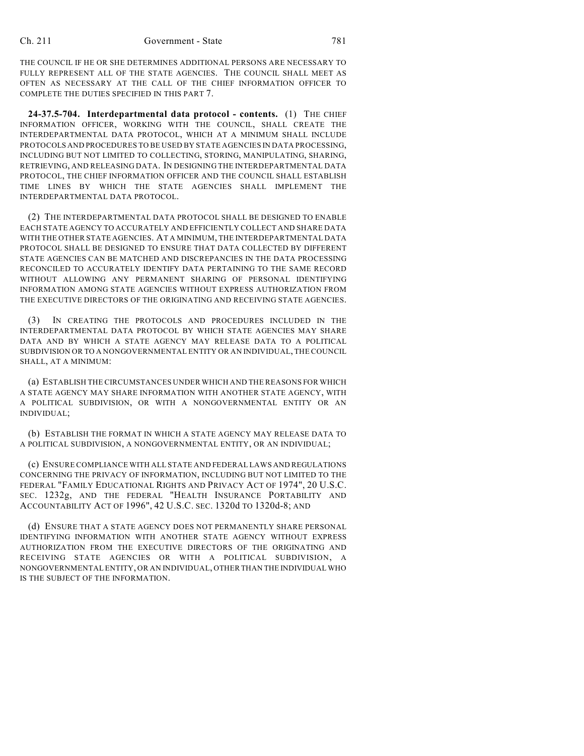THE COUNCIL IF HE OR SHE DETERMINES ADDITIONAL PERSONS ARE NECESSARY TO FULLY REPRESENT ALL OF THE STATE AGENCIES. THE COUNCIL SHALL MEET AS OFTEN AS NECESSARY AT THE CALL OF THE CHIEF INFORMATION OFFICER TO COMPLETE THE DUTIES SPECIFIED IN THIS PART 7.

**24-37.5-704. Interdepartmental data protocol - contents.** (1) THE CHIEF INFORMATION OFFICER, WORKING WITH THE COUNCIL, SHALL CREATE THE INTERDEPARTMENTAL DATA PROTOCOL, WHICH AT A MINIMUM SHALL INCLUDE PROTOCOLS AND PROCEDURES TO BE USED BY STATE AGENCIES IN DATA PROCESSING, INCLUDING BUT NOT LIMITED TO COLLECTING, STORING, MANIPULATING, SHARING, RETRIEVING, AND RELEASING DATA. IN DESIGNING THE INTERDEPARTMENTAL DATA PROTOCOL, THE CHIEF INFORMATION OFFICER AND THE COUNCIL SHALL ESTABLISH TIME LINES BY WHICH THE STATE AGENCIES SHALL IMPLEMENT THE INTERDEPARTMENTAL DATA PROTOCOL.

(2) THE INTERDEPARTMENTAL DATA PROTOCOL SHALL BE DESIGNED TO ENABLE EACH STATE AGENCY TO ACCURATELY AND EFFICIENTLY COLLECT AND SHARE DATA WITH THE OTHER STATE AGENCIES. AT A MINIMUM, THE INTERDEPARTMENTAL DATA PROTOCOL SHALL BE DESIGNED TO ENSURE THAT DATA COLLECTED BY DIFFERENT STATE AGENCIES CAN BE MATCHED AND DISCREPANCIES IN THE DATA PROCESSING RECONCILED TO ACCURATELY IDENTIFY DATA PERTAINING TO THE SAME RECORD WITHOUT ALLOWING ANY PERMANENT SHARING OF PERSONAL IDENTIFYING INFORMATION AMONG STATE AGENCIES WITHOUT EXPRESS AUTHORIZATION FROM THE EXECUTIVE DIRECTORS OF THE ORIGINATING AND RECEIVING STATE AGENCIES.

(3) IN CREATING THE PROTOCOLS AND PROCEDURES INCLUDED IN THE INTERDEPARTMENTAL DATA PROTOCOL BY WHICH STATE AGENCIES MAY SHARE DATA AND BY WHICH A STATE AGENCY MAY RELEASE DATA TO A POLITICAL SUBDIVISION OR TO A NONGOVERNMENTAL ENTITY OR AN INDIVIDUAL, THE COUNCIL SHALL, AT A MINIMUM:

(a) ESTABLISH THE CIRCUMSTANCES UNDER WHICH AND THE REASONS FOR WHICH A STATE AGENCY MAY SHARE INFORMATION WITH ANOTHER STATE AGENCY, WITH A POLITICAL SUBDIVISION, OR WITH A NONGOVERNMENTAL ENTITY OR AN INDIVIDUAL;

(b) ESTABLISH THE FORMAT IN WHICH A STATE AGENCY MAY RELEASE DATA TO A POLITICAL SUBDIVISION, A NONGOVERNMENTAL ENTITY, OR AN INDIVIDUAL;

(c) ENSURE COMPLIANCE WITH ALL STATE AND FEDERAL LAWS AND REGULATIONS CONCERNING THE PRIVACY OF INFORMATION, INCLUDING BUT NOT LIMITED TO THE FEDERAL "FAMILY EDUCATIONAL RIGHTS AND PRIVACY ACT OF 1974", 20 U.S.C. SEC. 1232g, AND THE FEDERAL "HEALTH INSURANCE PORTABILITY AND ACCOUNTABILITY ACT OF 1996", 42 U.S.C. SEC. 1320d TO 1320d-8; AND

(d) ENSURE THAT A STATE AGENCY DOES NOT PERMANENTLY SHARE PERSONAL IDENTIFYING INFORMATION WITH ANOTHER STATE AGENCY WITHOUT EXPRESS AUTHORIZATION FROM THE EXECUTIVE DIRECTORS OF THE ORIGINATING AND RECEIVING STATE AGENCIES OR WITH A POLITICAL SUBDIVISION, A NONGOVERNMENTAL ENTITY, OR AN INDIVIDUAL, OTHER THAN THE INDIVIDUAL WHO IS THE SUBJECT OF THE INFORMATION.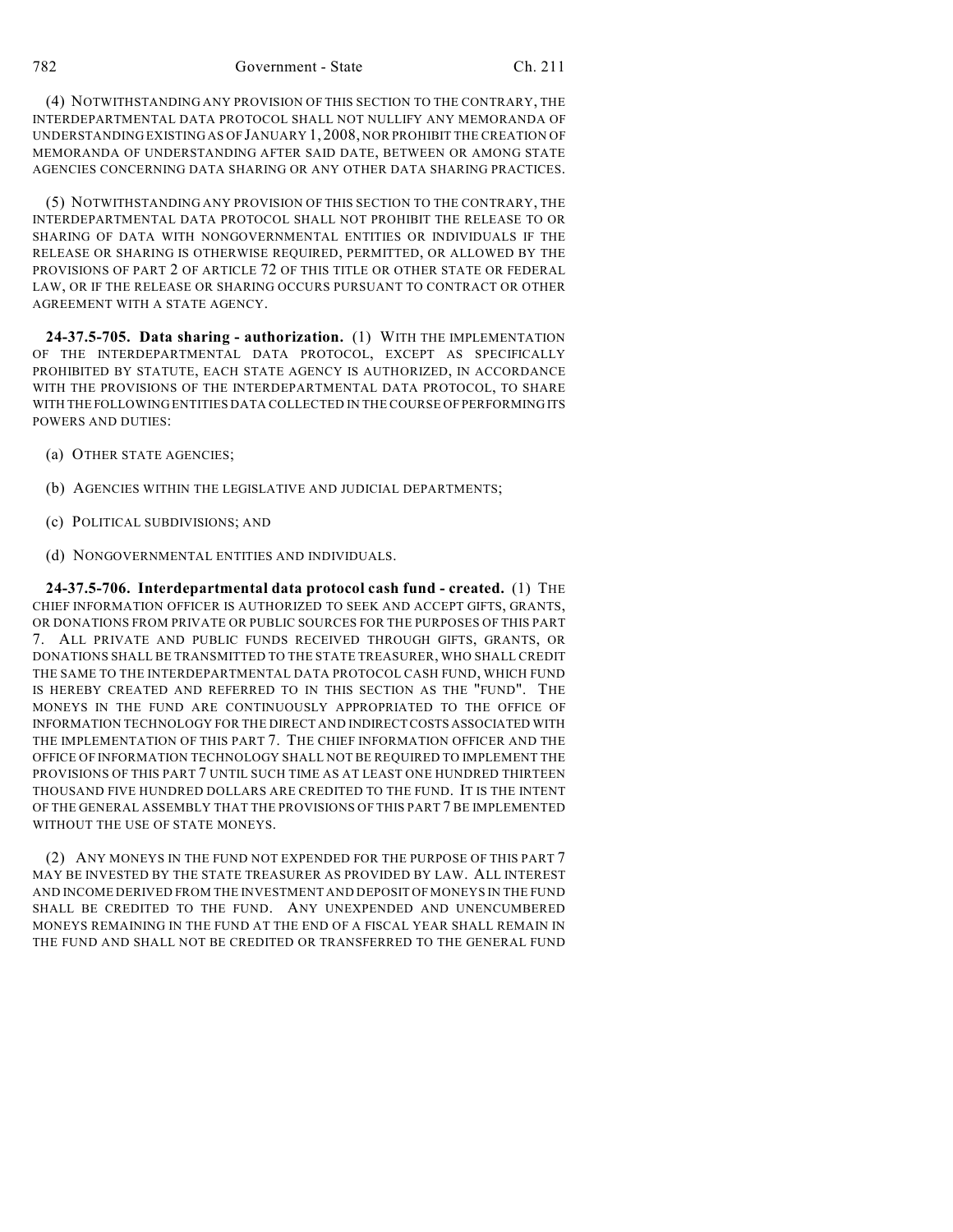(4) NOTWITHSTANDING ANY PROVISION OF THIS SECTION TO THE CONTRARY, THE INTERDEPARTMENTAL DATA PROTOCOL SHALL NOT NULLIFY ANY MEMORANDA OF UNDERSTANDING EXISTING AS OF JANUARY 1, 2008, NOR PROHIBIT THE CREATION OF MEMORANDA OF UNDERSTANDING AFTER SAID DATE, BETWEEN OR AMONG STATE AGENCIES CONCERNING DATA SHARING OR ANY OTHER DATA SHARING PRACTICES.

(5) NOTWITHSTANDING ANY PROVISION OF THIS SECTION TO THE CONTRARY, THE INTERDEPARTMENTAL DATA PROTOCOL SHALL NOT PROHIBIT THE RELEASE TO OR SHARING OF DATA WITH NONGOVERNMENTAL ENTITIES OR INDIVIDUALS IF THE RELEASE OR SHARING IS OTHERWISE REQUIRED, PERMITTED, OR ALLOWED BY THE PROVISIONS OF PART 2 OF ARTICLE 72 OF THIS TITLE OR OTHER STATE OR FEDERAL LAW, OR IF THE RELEASE OR SHARING OCCURS PURSUANT TO CONTRACT OR OTHER AGREEMENT WITH A STATE AGENCY.

**24-37.5-705. Data sharing - authorization.** (1) WITH THE IMPLEMENTATION OF THE INTERDEPARTMENTAL DATA PROTOCOL, EXCEPT AS SPECIFICALLY PROHIBITED BY STATUTE, EACH STATE AGENCY IS AUTHORIZED, IN ACCORDANCE WITH THE PROVISIONS OF THE INTERDEPARTMENTAL DATA PROTOCOL, TO SHARE WITH THE FOLLOWING ENTITIES DATA COLLECTED IN THE COURSE OF PERFORMING ITS POWERS AND DUTIES:

(a) OTHER STATE AGENCIES;

(b) AGENCIES WITHIN THE LEGISLATIVE AND JUDICIAL DEPARTMENTS;

(c) POLITICAL SUBDIVISIONS; AND

(d) NONGOVERNMENTAL ENTITIES AND INDIVIDUALS.

**24-37.5-706. Interdepartmental data protocol cash fund - created.** (1) THE CHIEF INFORMATION OFFICER IS AUTHORIZED TO SEEK AND ACCEPT GIFTS, GRANTS, OR DONATIONS FROM PRIVATE OR PUBLIC SOURCES FOR THE PURPOSES OF THIS PART 7. ALL PRIVATE AND PUBLIC FUNDS RECEIVED THROUGH GIFTS, GRANTS, OR DONATIONS SHALL BE TRANSMITTED TO THE STATE TREASURER, WHO SHALL CREDIT THE SAME TO THE INTERDEPARTMENTAL DATA PROTOCOL CASH FUND, WHICH FUND IS HEREBY CREATED AND REFERRED TO IN THIS SECTION AS THE "FUND". THE MONEYS IN THE FUND ARE CONTINUOUSLY APPROPRIATED TO THE OFFICE OF INFORMATION TECHNOLOGY FOR THE DIRECT AND INDIRECT COSTS ASSOCIATED WITH THE IMPLEMENTATION OF THIS PART 7. THE CHIEF INFORMATION OFFICER AND THE OFFICE OF INFORMATION TECHNOLOGY SHALL NOT BE REQUIRED TO IMPLEMENT THE PROVISIONS OF THIS PART 7 UNTIL SUCH TIME AS AT LEAST ONE HUNDRED THIRTEEN THOUSAND FIVE HUNDRED DOLLARS ARE CREDITED TO THE FUND. IT IS THE INTENT OF THE GENERAL ASSEMBLY THAT THE PROVISIONS OF THIS PART 7 BE IMPLEMENTED WITHOUT THE USE OF STATE MONEYS.

(2) ANY MONEYS IN THE FUND NOT EXPENDED FOR THE PURPOSE OF THIS PART 7 MAY BE INVESTED BY THE STATE TREASURER AS PROVIDED BY LAW. ALL INTEREST AND INCOME DERIVED FROM THE INVESTMENT AND DEPOSIT OF MONEYS IN THE FUND SHALL BE CREDITED TO THE FUND. ANY UNEXPENDED AND UNENCUMBERED MONEYS REMAINING IN THE FUND AT THE END OF A FISCAL YEAR SHALL REMAIN IN THE FUND AND SHALL NOT BE CREDITED OR TRANSFERRED TO THE GENERAL FUND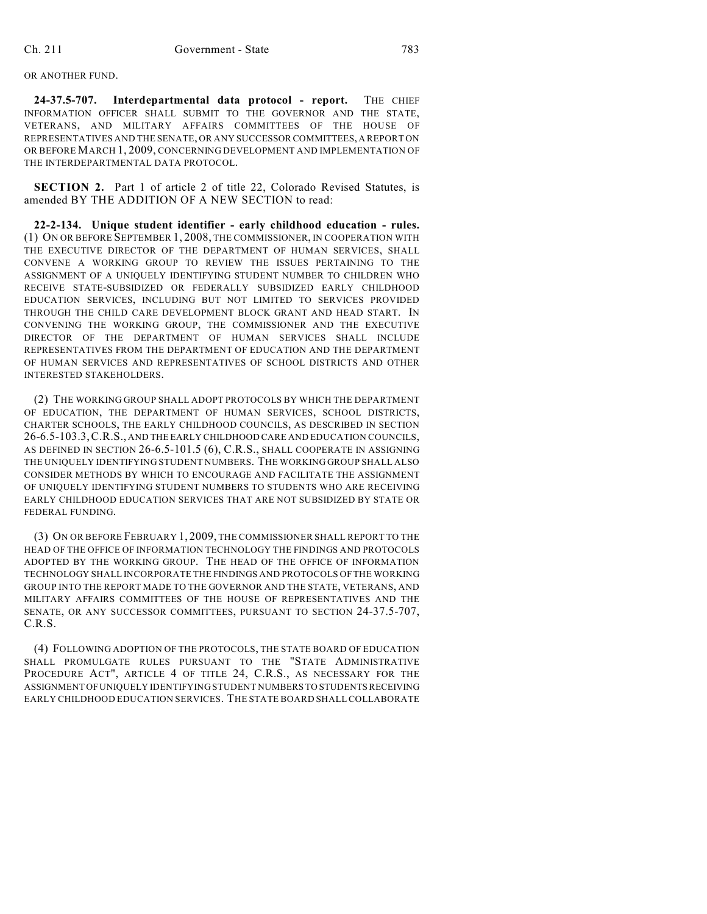OR ANOTHER FUND.

**24-37.5-707. Interdepartmental data protocol - report.** THE CHIEF INFORMATION OFFICER SHALL SUBMIT TO THE GOVERNOR AND THE STATE, VETERANS, AND MILITARY AFFAIRS COMMITTEES OF THE HOUSE OF REPRESENTATIVES AND THE SENATE, OR ANY SUCCESSOR COMMITTEES, A REPORT ON OR BEFORE MARCH 1, 2009, CONCERNING DEVELOPMENT AND IMPLEMENTATION OF THE INTERDEPARTMENTAL DATA PROTOCOL.

**SECTION 2.** Part 1 of article 2 of title 22, Colorado Revised Statutes, is amended BY THE ADDITION OF A NEW SECTION to read:

**22-2-134. Unique student identifier - early childhood education - rules.** (1) ON OR BEFORE SEPTEMBER 1, 2008, THE COMMISSIONER, IN COOPERATION WITH THE EXECUTIVE DIRECTOR OF THE DEPARTMENT OF HUMAN SERVICES, SHALL CONVENE A WORKING GROUP TO REVIEW THE ISSUES PERTAINING TO THE ASSIGNMENT OF A UNIQUELY IDENTIFYING STUDENT NUMBER TO CHILDREN WHO RECEIVE STATE-SUBSIDIZED OR FEDERALLY SUBSIDIZED EARLY CHILDHOOD EDUCATION SERVICES, INCLUDING BUT NOT LIMITED TO SERVICES PROVIDED THROUGH THE CHILD CARE DEVELOPMENT BLOCK GRANT AND HEAD START. IN CONVENING THE WORKING GROUP, THE COMMISSIONER AND THE EXECUTIVE DIRECTOR OF THE DEPARTMENT OF HUMAN SERVICES SHALL INCLUDE REPRESENTATIVES FROM THE DEPARTMENT OF EDUCATION AND THE DEPARTMENT OF HUMAN SERVICES AND REPRESENTATIVES OF SCHOOL DISTRICTS AND OTHER INTERESTED STAKEHOLDERS.

(2) THE WORKING GROUP SHALL ADOPT PROTOCOLS BY WHICH THE DEPARTMENT OF EDUCATION, THE DEPARTMENT OF HUMAN SERVICES, SCHOOL DISTRICTS, CHARTER SCHOOLS, THE EARLY CHILDHOOD COUNCILS, AS DESCRIBED IN SECTION 26-6.5-103.3, C.R.S., AND THE EARLY CHILDHOOD CARE AND EDUCATION COUNCILS, AS DEFINED IN SECTION 26-6.5-101.5 (6), C.R.S., SHALL COOPERATE IN ASSIGNING THE UNIQUELY IDENTIFYING STUDENT NUMBERS. THE WORKING GROUP SHALL ALSO CONSIDER METHODS BY WHICH TO ENCOURAGE AND FACILITATE THE ASSIGNMENT OF UNIQUELY IDENTIFYING STUDENT NUMBERS TO STUDENTS WHO ARE RECEIVING EARLY CHILDHOOD EDUCATION SERVICES THAT ARE NOT SUBSIDIZED BY STATE OR FEDERAL FUNDING.

(3) ON OR BEFORE FEBRUARY 1, 2009, THE COMMISSIONER SHALL REPORT TO THE HEAD OF THE OFFICE OF INFORMATION TECHNOLOGY THE FINDINGS AND PROTOCOLS ADOPTED BY THE WORKING GROUP. THE HEAD OF THE OFFICE OF INFORMATION TECHNOLOGY SHALL INCORPORATE THE FINDINGS AND PROTOCOLS OF THE WORKING GROUP INTO THE REPORT MADE TO THE GOVERNOR AND THE STATE, VETERANS, AND MILITARY AFFAIRS COMMITTEES OF THE HOUSE OF REPRESENTATIVES AND THE SENATE, OR ANY SUCCESSOR COMMITTEES, PURSUANT TO SECTION 24-37.5-707, C.R.S.

(4) FOLLOWING ADOPTION OF THE PROTOCOLS, THE STATE BOARD OF EDUCATION SHALL PROMULGATE RULES PURSUANT TO THE "STATE ADMINISTRATIVE PROCEDURE ACT", ARTICLE 4 OF TITLE 24, C.R.S., AS NECESSARY FOR THE ASSIGNMENT OF UNIQUELY IDENTIFYING STUDENT NUMBERS TO STUDENTS RECEIVING EARLY CHILDHOOD EDUCATION SERVICES. THE STATE BOARD SHALL COLLABORATE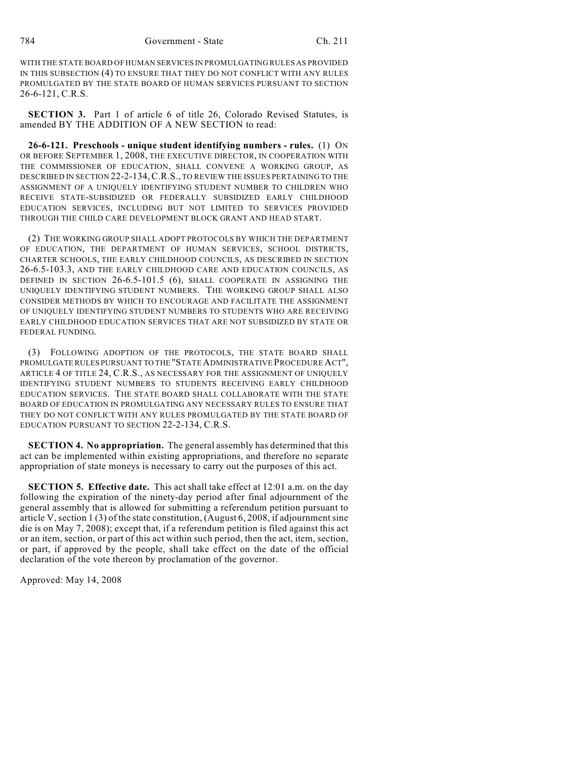WITH THE STATE BOARD OF HUMAN SERVICES IN PROMULGATING RULES AS PROVIDED IN THIS SUBSECTION (4) TO ENSURE THAT THEY DO NOT CONFLICT WITH ANY RULES PROMULGATED BY THE STATE BOARD OF HUMAN SERVICES PURSUANT TO SECTION 26-6-121, C.R.S.

**SECTION 3.** Part 1 of article 6 of title 26, Colorado Revised Statutes, is amended BY THE ADDITION OF A NEW SECTION to read:

**26-6-121. Preschools - unique student identifying numbers - rules.** (1) ON OR BEFORE SEPTEMBER 1, 2008, THE EXECUTIVE DIRECTOR, IN COOPERATION WITH THE COMMISSIONER OF EDUCATION, SHALL CONVENE A WORKING GROUP, AS DESCRIBED IN SECTION 22-2-134, C.R.S., TO REVIEW THE ISSUES PERTAINING TO THE ASSIGNMENT OF A UNIQUELY IDENTIFYING STUDENT NUMBER TO CHILDREN WHO RECEIVE STATE-SUBSIDIZED OR FEDERALLY SUBSIDIZED EARLY CHILDHOOD EDUCATION SERVICES, INCLUDING BUT NOT LIMITED TO SERVICES PROVIDED THROUGH THE CHILD CARE DEVELOPMENT BLOCK GRANT AND HEAD START.

(2) THE WORKING GROUP SHALL ADOPT PROTOCOLS BY WHICH THE DEPARTMENT OF EDUCATION, THE DEPARTMENT OF HUMAN SERVICES, SCHOOL DISTRICTS, CHARTER SCHOOLS, THE EARLY CHILDHOOD COUNCILS, AS DESCRIBED IN SECTION 26-6.5-103.3, AND THE EARLY CHILDHOOD CARE AND EDUCATION COUNCILS, AS DEFINED IN SECTION 26-6.5-101.5 (6), SHALL COOPERATE IN ASSIGNING THE UNIQUELY IDENTIFYING STUDENT NUMBERS. THE WORKING GROUP SHALL ALSO CONSIDER METHODS BY WHICH TO ENCOURAGE AND FACILITATE THE ASSIGNMENT OF UNIQUELY IDENTIFYING STUDENT NUMBERS TO STUDENTS WHO ARE RECEIVING EARLY CHILDHOOD EDUCATION SERVICES THAT ARE NOT SUBSIDIZED BY STATE OR FEDERAL FUNDING.

(3) FOLLOWING ADOPTION OF THE PROTOCOLS, THE STATE BOARD SHALL PROMULGATE RULES PURSUANT TO THE "STATE ADMINISTRATIVE PROCEDURE ACT", ARTICLE 4 OF TITLE 24, C.R.S., AS NECESSARY FOR THE ASSIGNMENT OF UNIQUELY IDENTIFYING STUDENT NUMBERS TO STUDENTS RECEIVING EARLY CHILDHOOD EDUCATION SERVICES. THE STATE BOARD SHALL COLLABORATE WITH THE STATE BOARD OF EDUCATION IN PROMULGATING ANY NECESSARY RULES TO ENSURE THAT THEY DO NOT CONFLICT WITH ANY RULES PROMULGATED BY THE STATE BOARD OF EDUCATION PURSUANT TO SECTION 22-2-134, C.R.S.

**SECTION 4. No appropriation.** The general assembly has determined that this act can be implemented within existing appropriations, and therefore no separate appropriation of state moneys is necessary to carry out the purposes of this act.

**SECTION 5. Effective date.** This act shall take effect at 12:01 a.m. on the day following the expiration of the ninety-day period after final adjournment of the general assembly that is allowed for submitting a referendum petition pursuant to article V, section 1 (3) of the state constitution, (August 6, 2008, if adjournment sine die is on May 7, 2008); except that, if a referendum petition is filed against this act or an item, section, or part of this act within such period, then the act, item, section, or part, if approved by the people, shall take effect on the date of the official declaration of the vote thereon by proclamation of the governor.

Approved: May 14, 2008